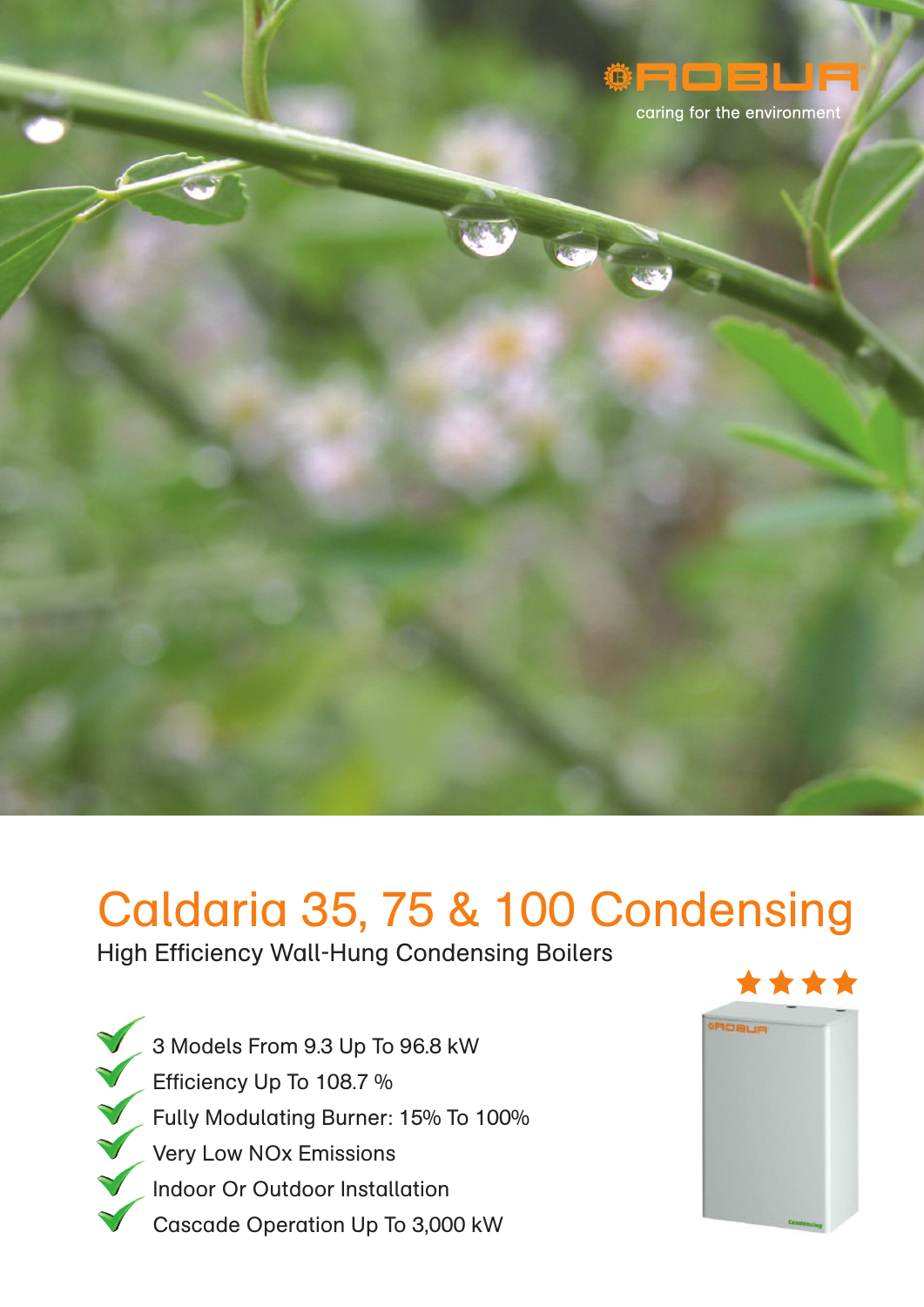ROBUR

caring for the environment

# Caldaria 35, 75 & 100 Condensing

## High Efficiency Wall-Hung Condensing Boilers

- 3 Models From 9.3 Up To 96.8 kW
- Efficiency Up To 108.7 %
- Fully Modulating Burner: 15% To 100%
- Very Low NOx Emissions
- Indoor Or Outdoor Installation
- Cascade Operation Up To 3,000 kW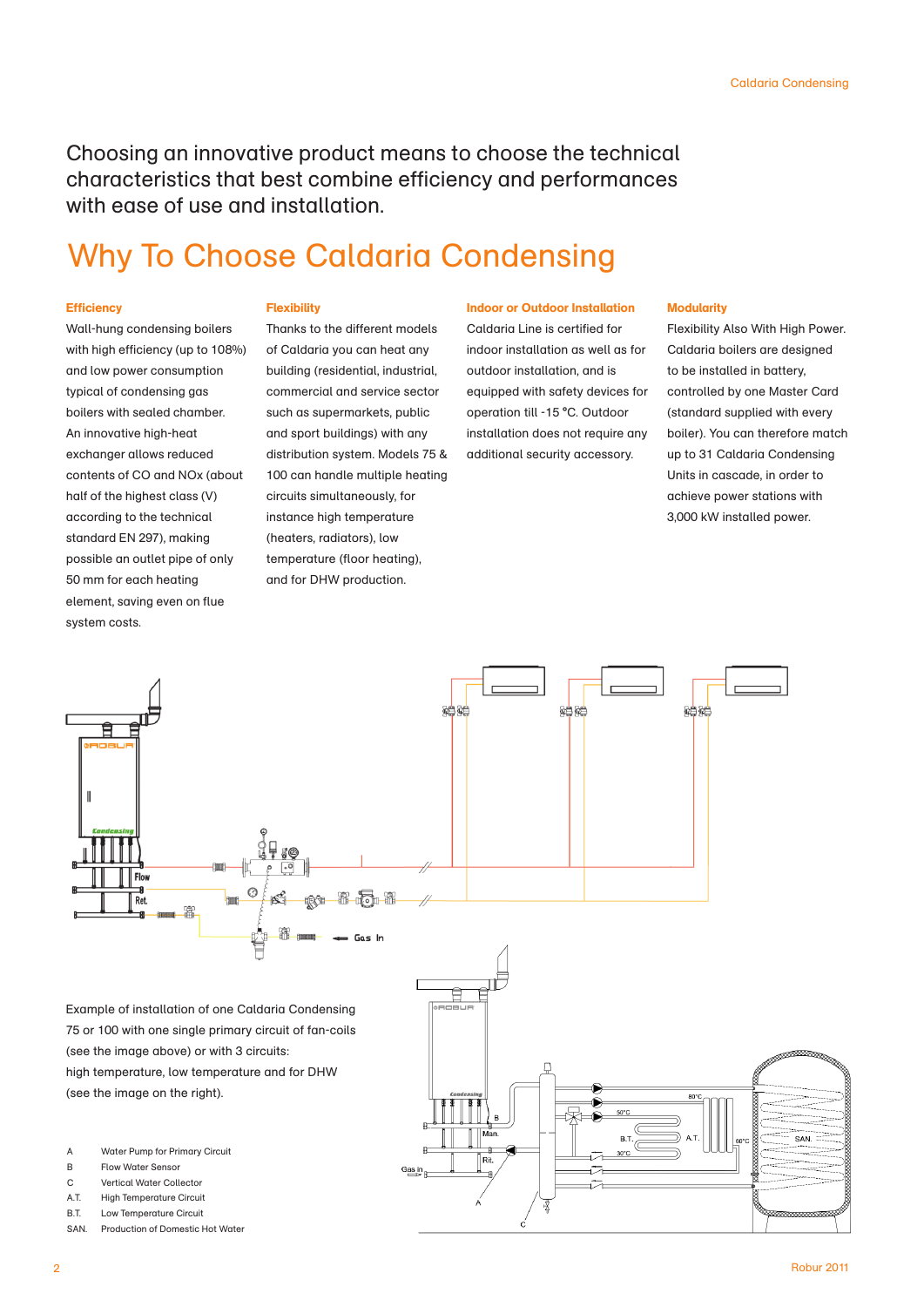Choosing an innovative product means to choose the technical characteristics that best combine efficiency and performances with ease of use and installation.

# Why To Choose Caldaria Condensing

### Efficiency

Wall-hung condensing boilers with high efficiency (up to 108%) and low power consumption typical of condensing gas boilers with sealed chamber. An innovative high-heat exchanger allows reduced contents of CO and NOx (about half of the highest class (V) according to the technical standard EN 297), making possible an outlet pipe of only 50 mm for each heating element, saving even on flue system costs.

### Flexibility

Thanks to the different models of Caldaria you can heat any building (residential, industrial, commercial and service sector such as supermarkets, public and sport buildings) with any distribution system. Models 75 & 100 can handle multiple heating circuits simultaneously, for instance high temperature (heaters, radiators), low temperature (floor heating), and for DHW production.

### Indoor or Outdoor Installation

Caldaria Line is certified for indoor installation as well as for outdoor installation, and is equipped with safety devices for operation till -15 °C. Outdoor installation does not require any additional security accessory.

### Modularity

Flexibility Also With High Power. Caldaria boilers are designed to be installed in battery, controlled by one Master Card (standard supplied with every boiler). You can therefore match up to 31 Caldaria Condensing Units in cascade, in order to achieve power stations with 3,000 kW installed power.

Example of installation of one Caldaria Condensing 75 or 100 with one single primary circuit of fan-coils (see the image above) or with 3 circuits: high temperature, low temperature and for DHW (see the image on the right).

| | |
|---|---|
| A | Water Pump for Primary Circuit |
| B | Flow Water Sensor |
| C | Vertical Water Collector |
| A.T. | High Temperature Circuit |
| B.T. | Low Temperature Circuit |
| SAN. | Production of Domestic Hot Water |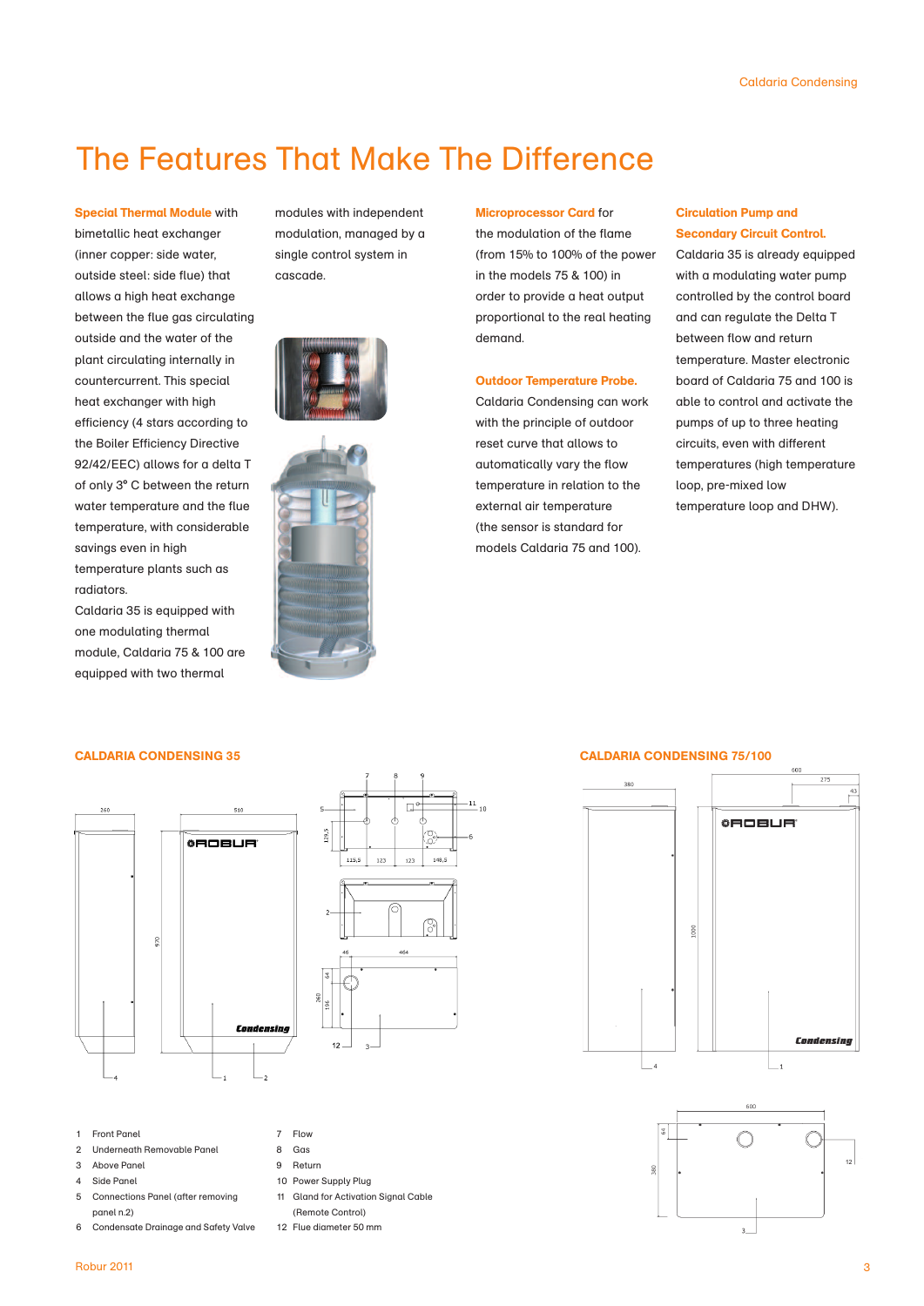# The Features That Make The Difference

**Special Thermal Module** with bimetallic heat exchanger (inner copper: side water, outside steel: side flue) that allows a high heat exchange between the flue gas circulating outside and the water of the plant circulating internally in countercurrent. This special heat exchanger with high efficiency (4 stars according to the Boiler Efficiency Directive 92/42/EEC) allows for a delta T of only 3° C between the return water temperature and the flue temperature, with considerable savings even in high temperature plants such as radiators.
Caldaria 35 is equipped with one modulating thermal module, Caldaria 75 & 100 are equipped with two thermal modules with independent modulation, managed by a single control system in cascade.

**Microprocessor Card** for the modulation of the flame (from 15% to 100% of the power in the models 75 & 100) in order to provide a heat output proportional to the real heating demand.

**Outdoor Temperature Probe.** Caldaria Condensing can work with the principle of outdoor reset curve that allows to automatically vary the flow temperature in relation to the external air temperature (the sensor is standard for models Caldaria 75 and 100).

**Circulation Pump and Secondary Circuit Control.** Caldaria 35 is already equipped with a modulating water pump controlled by the control board and can regulate the Delta T between flow and return temperature. Master electronic board of Caldaria 75 and 100 is able to control and activate the pumps of up to three heating circuits, even with different temperatures (high temperature loop, pre-mixed low temperature loop and DHW).

## CALDARIA CONDENSING 35

## CALDARIA CONDENSING 75/100

1. Front Panel
2. Underneath Removable Panel
3. Above Panel
4. Side Panel
5. Connections Panel (after removing panel n.2)
6. Condensate Drainage and Safety Valve
7. Flow
8. Gas
9. Return
10. Power Supply Plug
11. Gland for Activation Signal Cable (Remote Control)
12. Flue diameter 50 mm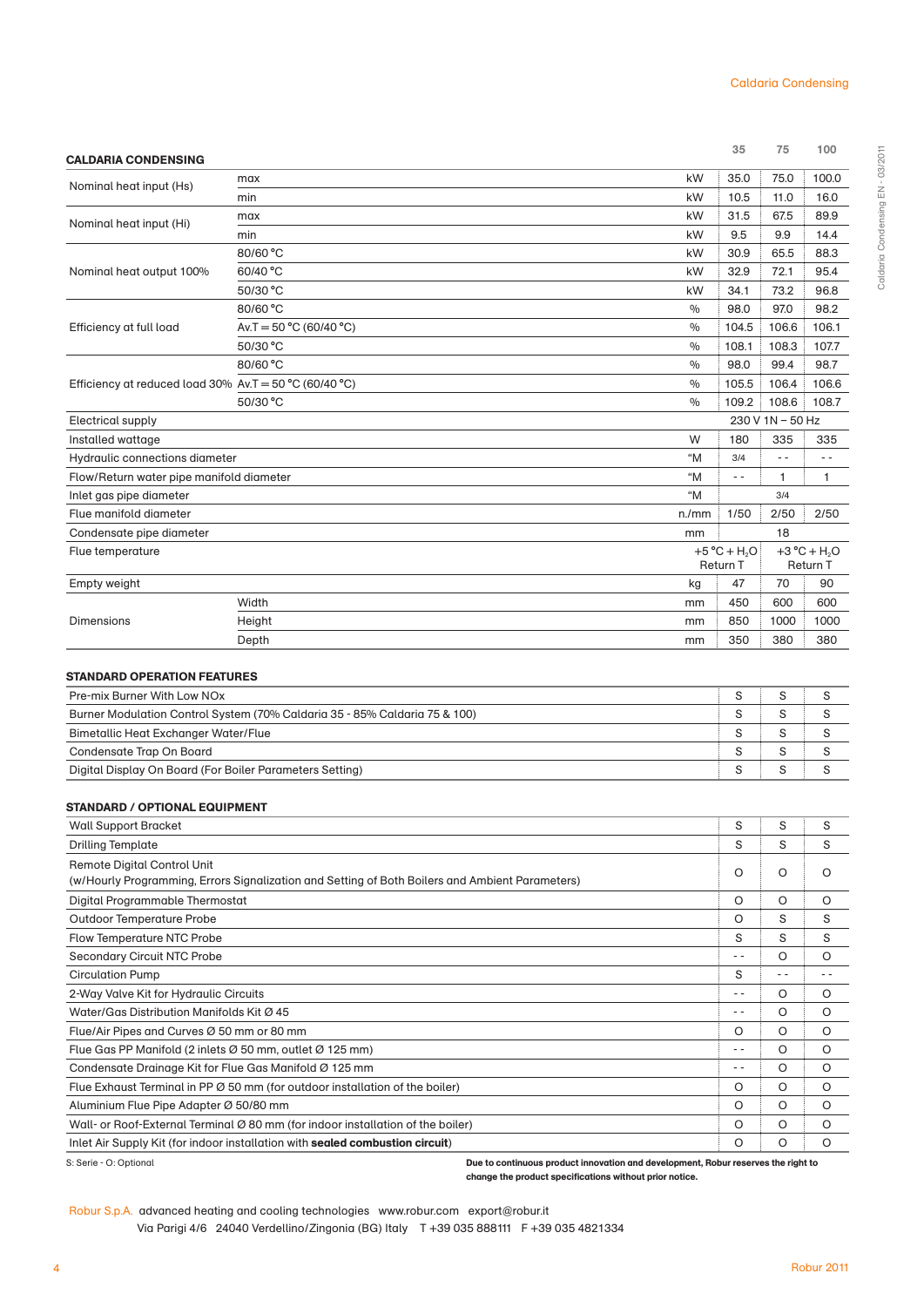## CALDARIA CONDENSING

| CALDARIA CONDENSING | | | 35 | 75 | 100 |
|---|---|---|---|---|---|
| Nominal heat input (Hs) | max | kW | 35.0 | 75.0 | 100.0 |
| | min | kW | 10.5 | 11.0 | 16.0 |
| Nominal heat input (Hi) | max | kW | 31.5 | 67.5 | 89.9 |
| | min | kW | 9.5 | 9.9 | 14.4 |
| Nominal heat output 100% | 80/60 °C | kW | 30.9 | 65.5 | 88.3 |
| | 60/40 °C | kW | 32.9 | 72.1 | 95.4 |
| | 50/30 °C | kW | 34.1 | 73.2 | 96.8 |
| Efficiency at full load | 80/60 °C | % | 98.0 | 97.0 | 98.2 |
| | Av.T = 50 °C (60/40 °C) | % | 104.5 | 106.6 | 106.1 |
| | 50/30 °C | % | 108.1 | 108.3 | 107.7 |
| Efficiency at reduced load 30% | 80/60 °C | % | 98.0 | 99.4 | 98.7 |
| | Av.T = 50 °C (60/40 °C) | % | 105.5 | 106.4 | 106.6 |
| | 50/30 °C | % | 109.2 | 108.6 | 108.7 |
| Electrical supply | | | 230 V 1N – 50 Hz | | |
| Installed wattage | | W | 180 | 335 | 335 |
| Hydraulic connections diameter | | "M | 3/4 | - - | - - |
| Flow/Return water pipe manifold diameter | | "M | - - | 1 | 1 |
| Inlet gas pipe diameter | | "M | | 3/4 | |
| Flue manifold diameter | | n./mm | 1/50 | 2/50 | 2/50 |
| Condensate pipe diameter | | mm | | 18 | |
| Flue temperature | | | +5 °C + $H_2O$ Return T | +3 °C + $H_2O$ Return T | |
| Empty weight | | kg | 47 | 70 | 90 |
| Dimensions | Width | mm | 450 | 600 | 600 |
| | Height | mm | 850 | 1000 | 1000 |
| | Depth | mm | 350 | 380 | 380 |

### STANDARD OPERATION FEATURES

| STANDARD OPERATION FEATURES | 35 | 75 | 100 |
|---|---|---|---|
| Pre-mix Burner With Low NOx | S | S | S |
| Burner Modulation Control System (70% Caldaria 35 - 85% Caldaria 75 & 100) | S | S | S |
| Bimetallic Heat Exchanger Water/Flue | S | S | S |
| Condensate Trap On Board | S | S | S |
| Digital Display On Board (For Boiler Parameters Setting) | S | S | S |

### STANDARD / OPTIONAL EQUIPMENT

| STANDARD / OPTIONAL EQUIPMENT | 35 | 75 | 100 |
|---|---|---|---|
| Wall Support Bracket | S | S | S |
| Drilling Template | S | S | S |
| Remote Digital Control Unit (w/Hourly Programming, Errors Signalization and Setting of Both Boilers and Ambient Parameters) | O | O | O |
| Digital Programmable Thermostat | O | O | O |
| Outdoor Temperature Probe | O | S | S |
| Flow Temperature NTC Probe | S | S | S |
| Secondary Circuit NTC Probe | - - | O | O |
| Circulation Pump | S | - - | - - |
| 2-Way Valve Kit for Hydraulic Circuits | - - | O | O |
| Water/Gas Distribution Manifolds Kit Ø 45 | - - | O | O |
| Flue/Air Pipes and Curves Ø 50 mm or 80 mm | O | O | O |
| Flue Gas PP Manifold (2 inlets Ø 50 mm, outlet Ø 125 mm) | - - | O | O |
| Condensate Drainage Kit for Flue Gas Manifold Ø 125 mm | - - | O | O |
| Flue Exhaust Terminal in PP Ø 50 mm (for outdoor installation of the boiler) | O | O | O |
| Aluminium Flue Pipe Adapter Ø 50/80 mm | O | O | O |
| Wall- or Roof-External Terminal Ø 80 mm (for indoor installation of the boiler) | O | O | O |
| Inlet Air Supply Kit (for indoor installation with **sealed combustion circuit**) | O | O | O |

S: Serie - O: Optional

**Due to continuous product innovation and development, Robur reserves the right to change the product specifications without prior notice.**

Robur S.p.A. advanced heating and cooling technologies www.robur.com export@robur.it
Via Parigi 4/6 24040 Verdellino/Zingonia (BG) Italy T +39 035 888111 F +39 035 4821334